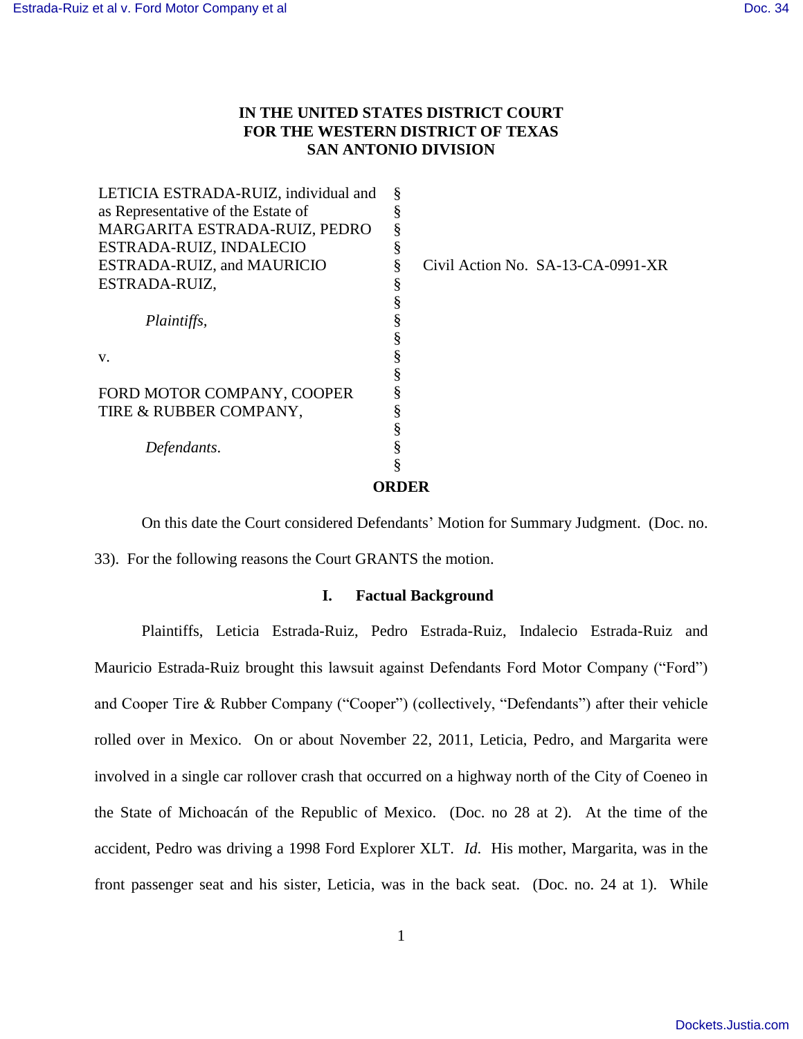**IN THE UNITED STATES DISTRICT COURT**
**FOR THE WESTERN DISTRICT OF TEXAS**
**SAN ANTONIO DIVISION**

LETICIA ESTRADA-RUIZ, individual and as Representative of the Estate of MARGARITA ESTRADA-RUIZ, PEDRO ESTRADA-RUIZ, INDALECIO ESTRADA-RUIZ, and MAURICIO ESTRADA-RUIZ,

*Plaintiffs,*

v.

FORD MOTOR COMPANY, COOPER TIRE & RUBBER COMPANY,

*Defendants.*

Civil Action No. SA-13-CA-0991-XR

**ORDER**

On this date the Court considered Defendants' Motion for Summary Judgment. (Doc. no. 33). For the following reasons the Court GRANTS the motion.

## I. Factual Background

Plaintiffs, Leticia Estrada-Ruiz, Pedro Estrada-Ruiz, Indalecio Estrada-Ruiz and Mauricio Estrada-Ruiz brought this lawsuit against Defendants Ford Motor Company ("Ford") and Cooper Tire & Rubber Company ("Cooper") (collectively, "Defendants") after their vehicle rolled over in Mexico. On or about November 22, 2011, Leticia, Pedro, and Margarita were involved in a single car rollover crash that occurred on a highway north of the City of Coeneo in the State of Michoacán of the Republic of Mexico. (Doc. no 28 at 2). At the time of the accident, Pedro was driving a 1998 Ford Explorer XLT. *Id.* His mother, Margarita, was in the front passenger seat and his sister, Leticia, was in the back seat. (Doc. no. 24 at 1). While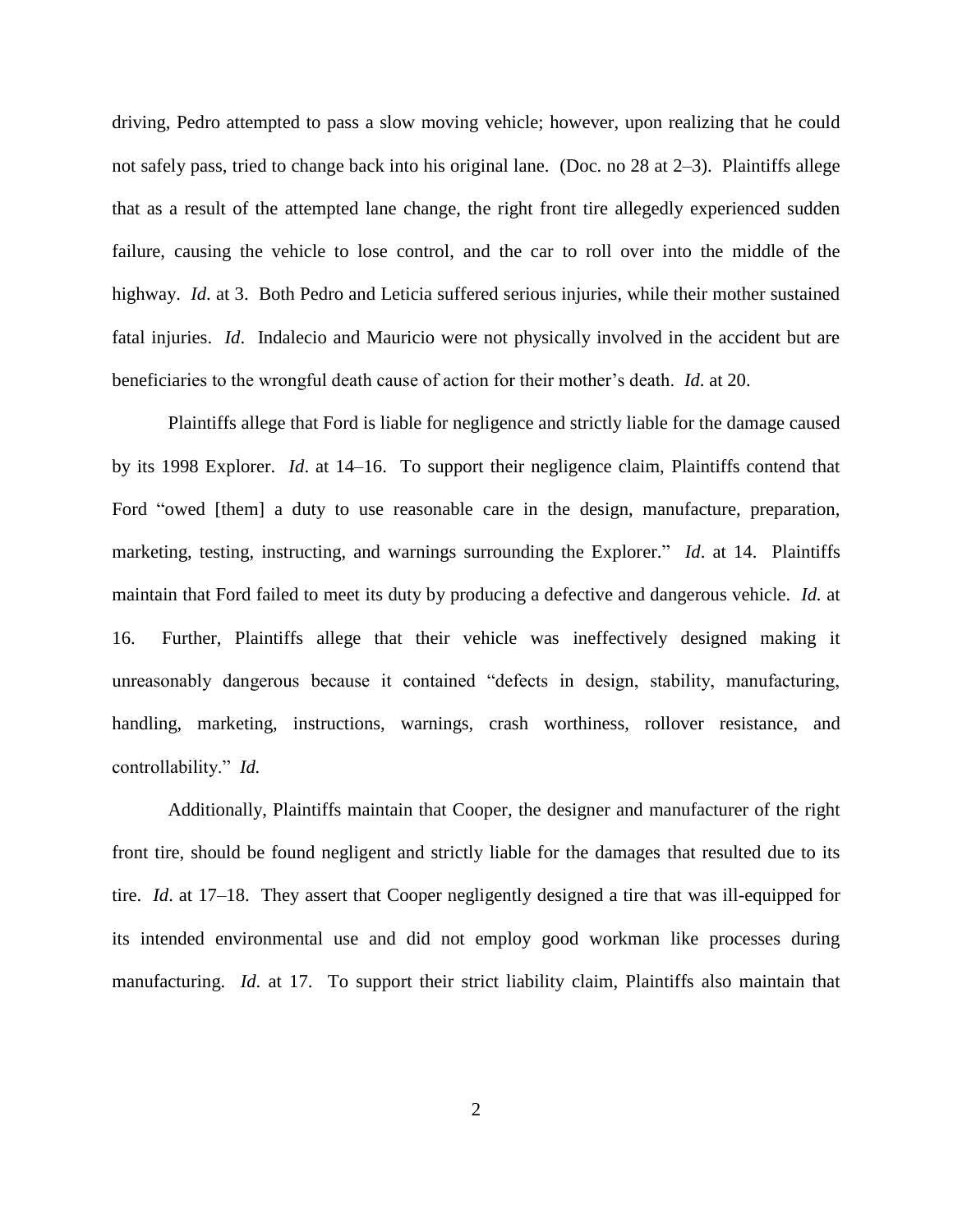driving, Pedro attempted to pass a slow moving vehicle; however, upon realizing that he could not safely pass, tried to change back into his original lane. (Doc. no 28 at 2–3). Plaintiffs allege that as a result of the attempted lane change, the right front tire allegedly experienced sudden failure, causing the vehicle to lose control, and the car to roll over into the middle of the highway. *Id.* at 3. Both Pedro and Leticia suffered serious injuries, while their mother sustained fatal injuries. *Id*. Indalecio and Mauricio were not physically involved in the accident but are beneficiaries to the wrongful death cause of action for their mother's death. *Id*. at 20.

Plaintiffs allege that Ford is liable for negligence and strictly liable for the damage caused by its 1998 Explorer. *Id*. at 14–16. To support their negligence claim, Plaintiffs contend that Ford "owed [them] a duty to use reasonable care in the design, manufacture, preparation, marketing, testing, instructing, and warnings surrounding the Explorer." *Id*. at 14. Plaintiffs maintain that Ford failed to meet its duty by producing a defective and dangerous vehicle. *Id.* at 16. Further, Plaintiffs allege that their vehicle was ineffectively designed making it unreasonably dangerous because it contained "defects in design, stability, manufacturing, handling, marketing, instructions, warnings, crash worthiness, rollover resistance, and controllability." *Id.*

Additionally, Plaintiffs maintain that Cooper, the designer and manufacturer of the right front tire, should be found negligent and strictly liable for the damages that resulted due to its tire. *Id*. at 17–18. They assert that Cooper negligently designed a tire that was ill-equipped for its intended environmental use and did not employ good workman like processes during manufacturing. *Id.* at 17. To support their strict liability claim, Plaintiffs also maintain that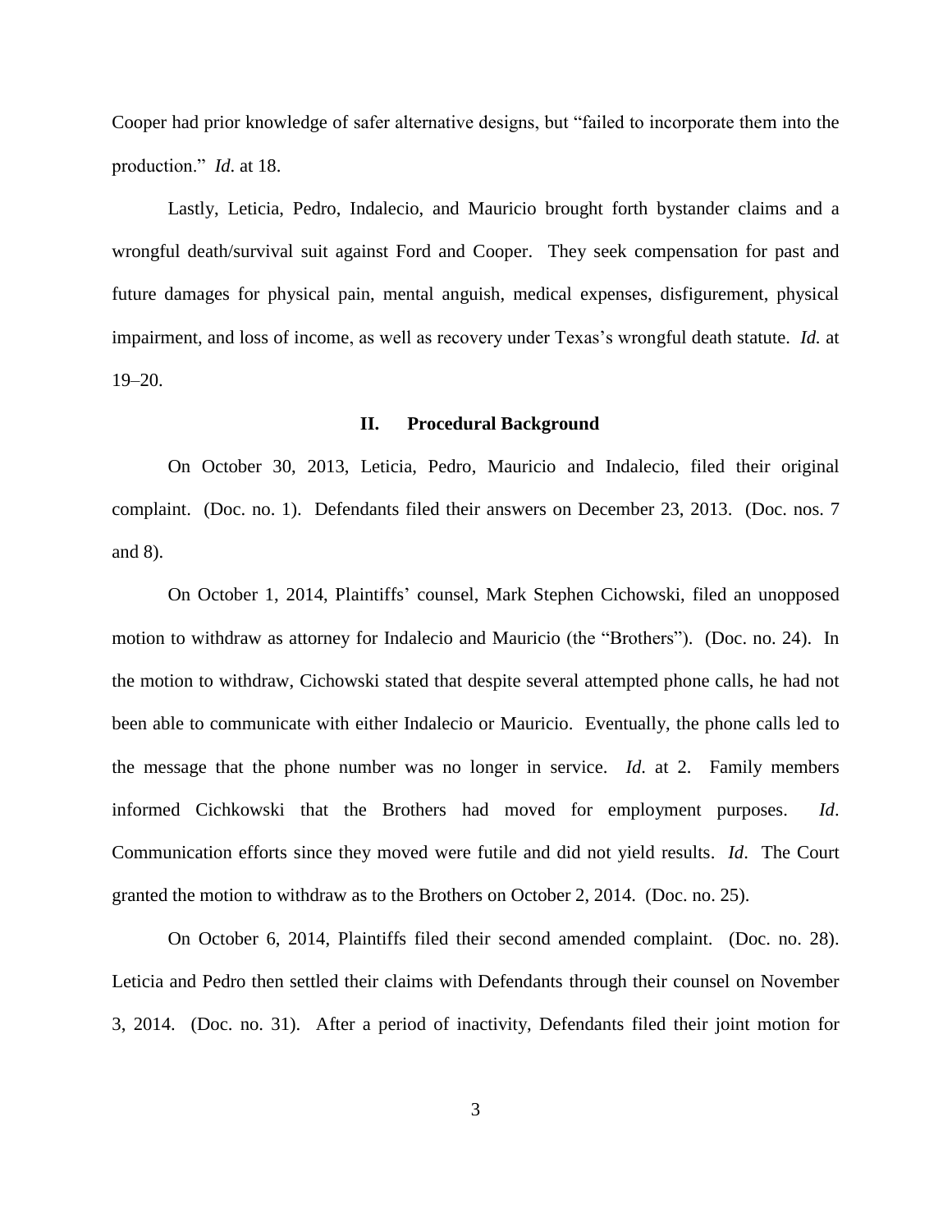Cooper had prior knowledge of safer alternative designs, but "failed to incorporate them into the production." *Id.* at 18.

Lastly, Leticia, Pedro, Indalecio, and Mauricio brought forth bystander claims and a wrongful death/survival suit against Ford and Cooper. They seek compensation for past and future damages for physical pain, mental anguish, medical expenses, disfigurement, physical impairment, and loss of income, as well as recovery under Texas's wrongful death statute. *Id.* at 19–20.

## II. Procedural Background

On October 30, 2013, Leticia, Pedro, Mauricio and Indalecio, filed their original complaint. (Doc. no. 1). Defendants filed their answers on December 23, 2013. (Doc. nos. 7 and 8).

On October 1, 2014, Plaintiffs' counsel, Mark Stephen Cichowski, filed an unopposed motion to withdraw as attorney for Indalecio and Mauricio (the "Brothers"). (Doc. no. 24). In the motion to withdraw, Cichowski stated that despite several attempted phone calls, he had not been able to communicate with either Indalecio or Mauricio. Eventually, the phone calls led to the message that the phone number was no longer in service. *Id*. at 2. Family members informed Cichkowski that the Brothers had moved for employment purposes. *Id*. Communication efforts since they moved were futile and did not yield results. *Id*. The Court granted the motion to withdraw as to the Brothers on October 2, 2014. (Doc. no. 25).

On October 6, 2014, Plaintiffs filed their second amended complaint. (Doc. no. 28). Leticia and Pedro then settled their claims with Defendants through their counsel on November 3, 2014. (Doc. no. 31). After a period of inactivity, Defendants filed their joint motion for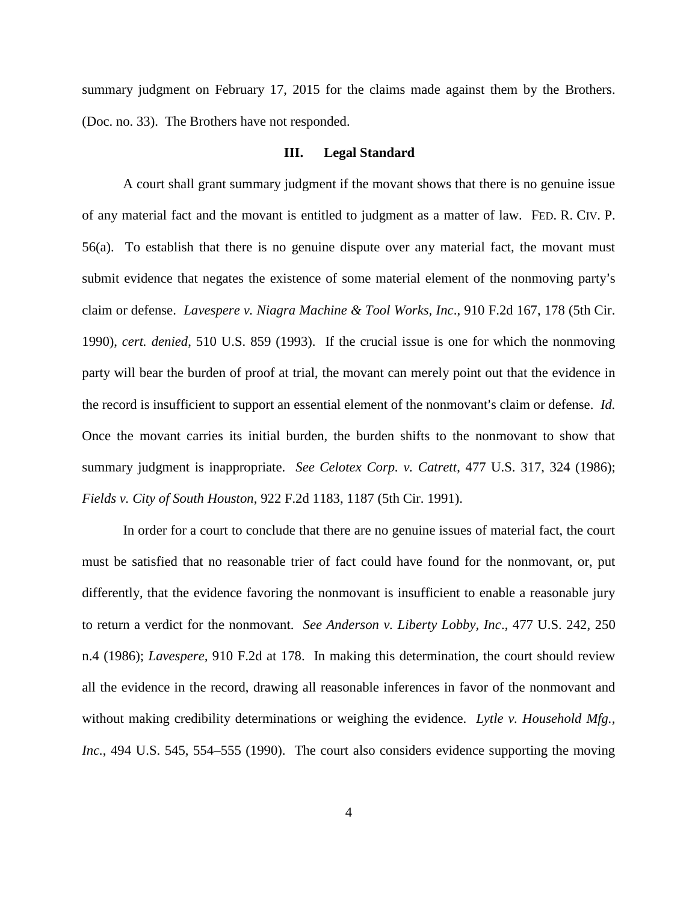summary judgment on February 17, 2015 for the claims made against them by the Brothers. (Doc. no. 33). The Brothers have not responded.

## III. Legal Standard

A court shall grant summary judgment if the movant shows that there is no genuine issue of any material fact and the movant is entitled to judgment as a matter of law. FED. R. CIV. P. 56(a). To establish that there is no genuine dispute over any material fact, the movant must submit evidence that negates the existence of some material element of the nonmoving party's claim or defense. *Lavespere v. Niagra Machine & Tool Works, Inc*., 910 F.2d 167, 178 (5th Cir. 1990), *cert. denied*, 510 U.S. 859 (1993). If the crucial issue is one for which the nonmoving party will bear the burden of proof at trial, the movant can merely point out that the evidence in the record is insufficient to support an essential element of the nonmovant's claim or defense. *Id.* Once the movant carries its initial burden, the burden shifts to the nonmovant to show that summary judgment is inappropriate. *See Celotex Corp. v. Catrett*, 477 U.S. 317, 324 (1986); *Fields v. City of South Houston*, 922 F.2d 1183, 1187 (5th Cir. 1991).

In order for a court to conclude that there are no genuine issues of material fact, the court must be satisfied that no reasonable trier of fact could have found for the nonmovant, or, put differently, that the evidence favoring the nonmovant is insufficient to enable a reasonable jury to return a verdict for the nonmovant. *See Anderson v. Liberty Lobby, Inc*., 477 U.S. 242, 250 n.4 (1986); *Lavespere,* 910 F.2d at 178. In making this determination, the court should review all the evidence in the record, drawing all reasonable inferences in favor of the nonmovant and without making credibility determinations or weighing the evidence. *Lytle v. Household Mfg., Inc.*, 494 U.S. 545, 554–555 (1990). The court also considers evidence supporting the moving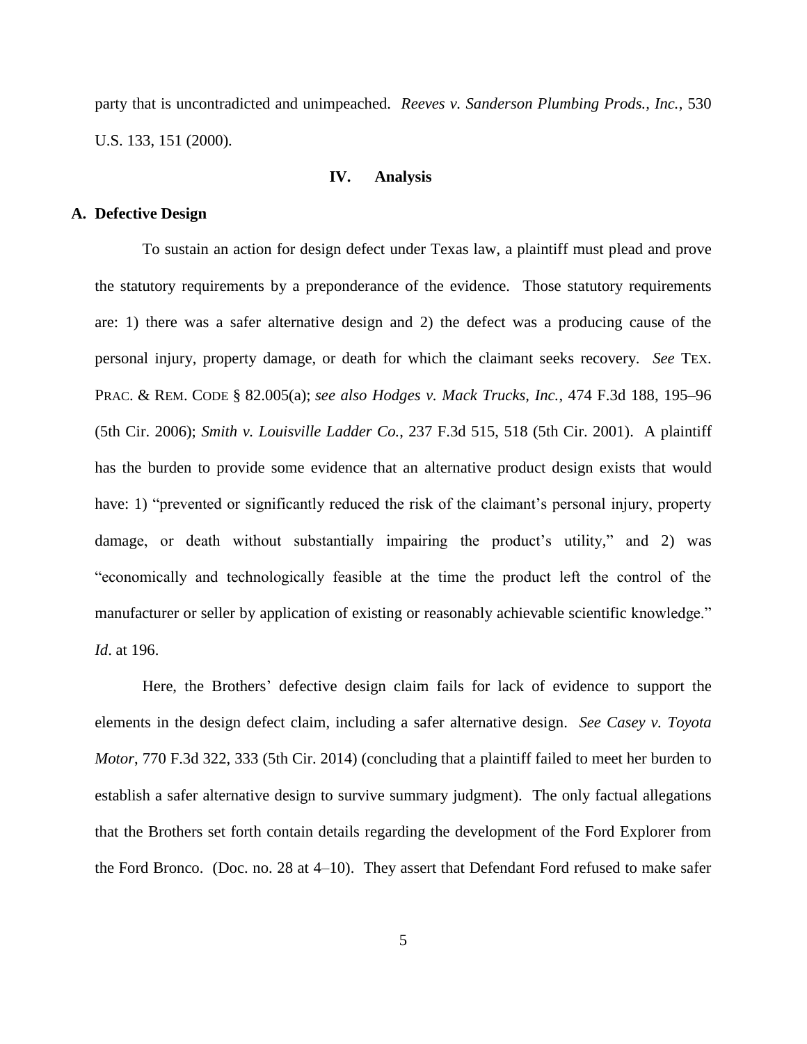party that is uncontradicted and unimpeached. *Reeves v. Sanderson Plumbing Prods., Inc.*, 530 U.S. 133, 151 (2000).

## IV. Analysis

### A. Defective Design

To sustain an action for design defect under Texas law, a plaintiff must plead and prove the statutory requirements by a preponderance of the evidence. Those statutory requirements are: 1) there was a safer alternative design and 2) the defect was a producing cause of the personal injury, property damage, or death for which the claimant seeks recovery. *See* TEX. PRAC. & REM. CODE § 82.005(a); *see also Hodges v. Mack Trucks, Inc.*, 474 F.3d 188, 195–96 (5th Cir. 2006); *Smith v. Louisville Ladder Co.*, 237 F.3d 515, 518 (5th Cir. 2001). A plaintiff has the burden to provide some evidence that an alternative product design exists that would have: 1) "prevented or significantly reduced the risk of the claimant's personal injury, property damage, or death without substantially impairing the product's utility," and 2) was "economically and technologically feasible at the time the product left the control of the manufacturer or seller by application of existing or reasonably achievable scientific knowledge." *Id*. at 196.

Here, the Brothers' defective design claim fails for lack of evidence to support the elements in the design defect claim, including a safer alternative design. *See Casey v. Toyota Motor*, 770 F.3d 322, 333 (5th Cir. 2014) (concluding that a plaintiff failed to meet her burden to establish a safer alternative design to survive summary judgment). The only factual allegations that the Brothers set forth contain details regarding the development of the Ford Explorer from the Ford Bronco. (Doc. no. 28 at 4–10). They assert that Defendant Ford refused to make safer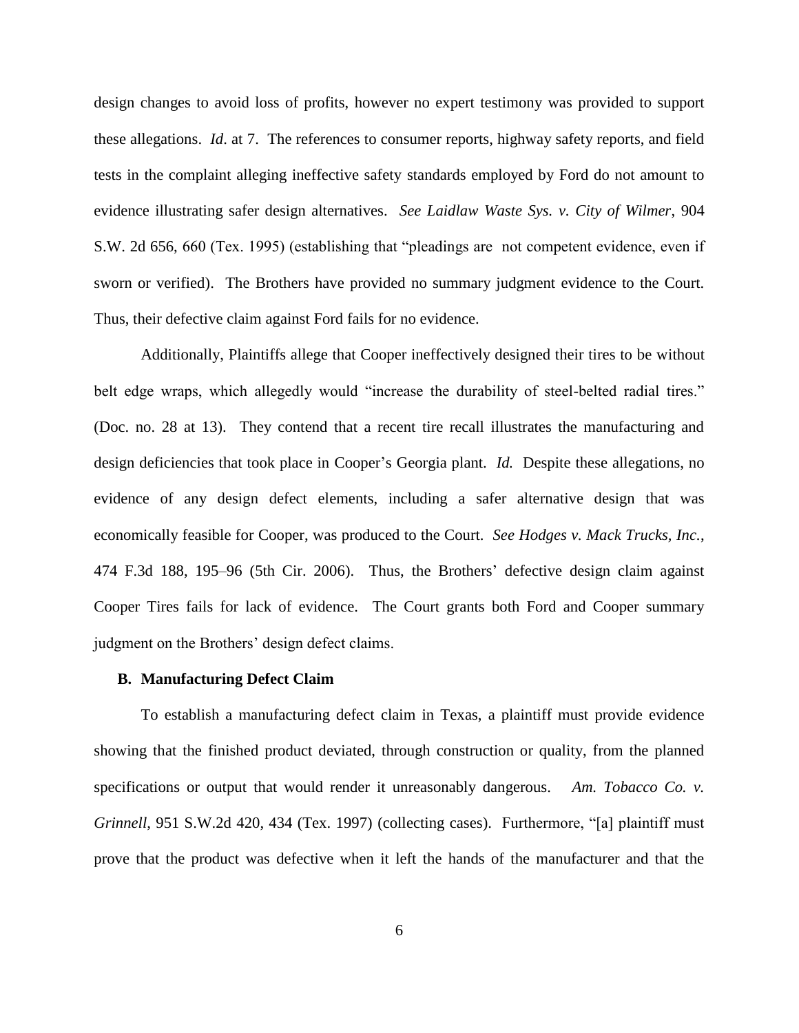design changes to avoid loss of profits, however no expert testimony was provided to support these allegations. *Id*. at 7. The references to consumer reports, highway safety reports, and field tests in the complaint alleging ineffective safety standards employed by Ford do not amount to evidence illustrating safer design alternatives. *See Laidlaw Waste Sys. v. City of Wilmer*, 904 S.W. 2d 656, 660 (Tex. 1995) (establishing that "pleadings are not competent evidence, even if sworn or verified). The Brothers have provided no summary judgment evidence to the Court. Thus, their defective claim against Ford fails for no evidence.

Additionally, Plaintiffs allege that Cooper ineffectively designed their tires to be without belt edge wraps, which allegedly would "increase the durability of steel-belted radial tires." (Doc. no. 28 at 13). They contend that a recent tire recall illustrates the manufacturing and design deficiencies that took place in Cooper's Georgia plant. *Id.* Despite these allegations, no evidence of any design defect elements, including a safer alternative design that was economically feasible for Cooper, was produced to the Court. *See Hodges v. Mack Trucks, Inc.*, 474 F.3d 188, 195–96 (5th Cir. 2006). Thus, the Brothers' defective design claim against Cooper Tires fails for lack of evidence. The Court grants both Ford and Cooper summary judgment on the Brothers' design defect claims.

### B. Manufacturing Defect Claim

To establish a manufacturing defect claim in Texas, a plaintiff must provide evidence showing that the finished product deviated, through construction or quality, from the planned specifications or output that would render it unreasonably dangerous. *Am. Tobacco Co. v. Grinnell*, 951 S.W.2d 420, 434 (Tex. 1997) (collecting cases). Furthermore, "[a] plaintiff must prove that the product was defective when it left the hands of the manufacturer and that the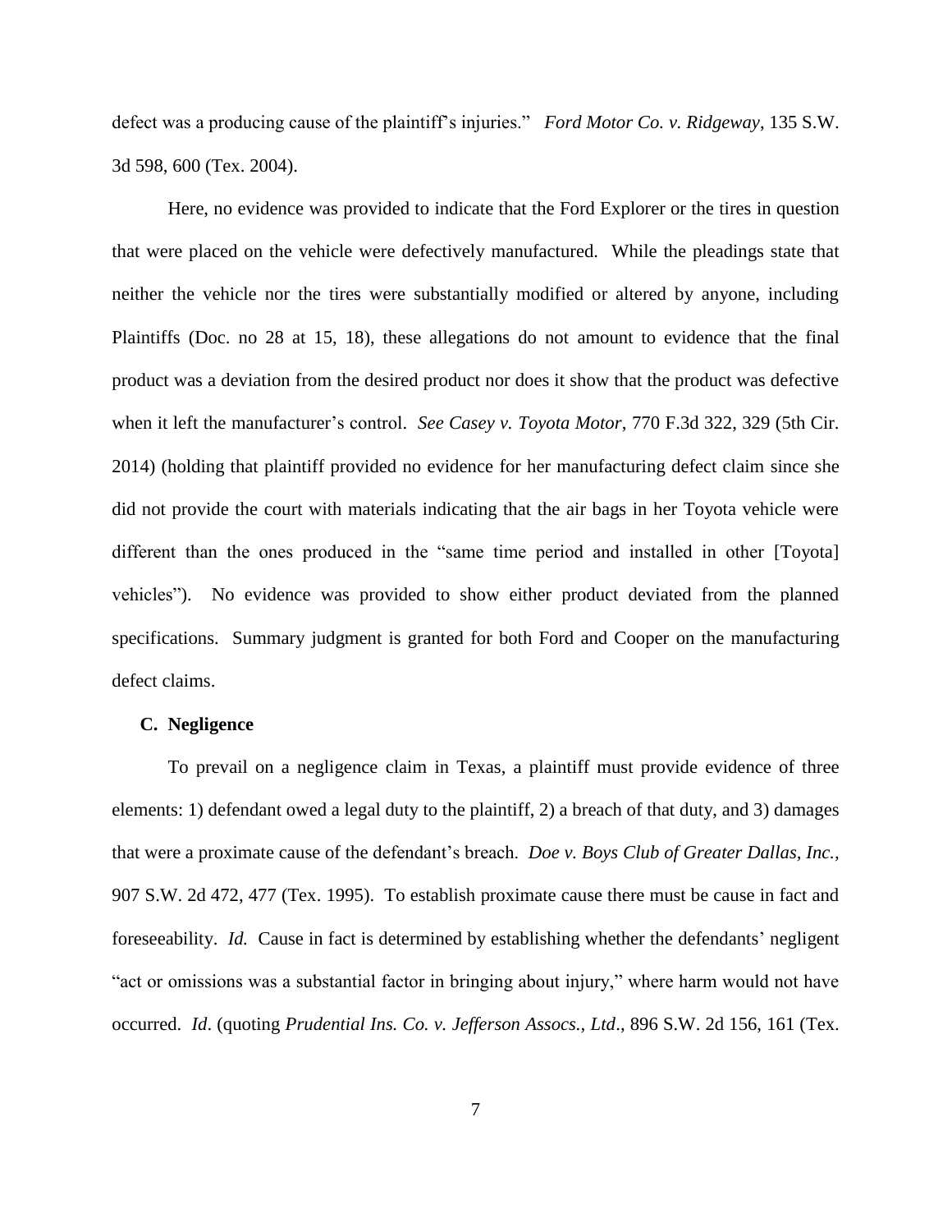defect was a producing cause of the plaintiff's injuries." *Ford Motor Co. v. Ridgeway*, 135 S.W. 3d 598, 600 (Tex. 2004).

Here, no evidence was provided to indicate that the Ford Explorer or the tires in question that were placed on the vehicle were defectively manufactured. While the pleadings state that neither the vehicle nor the tires were substantially modified or altered by anyone, including Plaintiffs (Doc. no 28 at 15, 18), these allegations do not amount to evidence that the final product was a deviation from the desired product nor does it show that the product was defective when it left the manufacturer's control. *See Casey v. Toyota Motor*, 770 F.3d 322, 329 (5th Cir. 2014) (holding that plaintiff provided no evidence for her manufacturing defect claim since she did not provide the court with materials indicating that the air bags in her Toyota vehicle were different than the ones produced in the "same time period and installed in other [Toyota] vehicles"). No evidence was provided to show either product deviated from the planned specifications. Summary judgment is granted for both Ford and Cooper on the manufacturing defect claims.

### C. Negligence

To prevail on a negligence claim in Texas, a plaintiff must provide evidence of three elements: 1) defendant owed a legal duty to the plaintiff, 2) a breach of that duty, and 3) damages that were a proximate cause of the defendant's breach. *Doe v. Boys Club of Greater Dallas, Inc.,* 907 S.W. 2d 472, 477 (Tex. 1995). To establish proximate cause there must be cause in fact and foreseeability. *Id.* Cause in fact is determined by establishing whether the defendants' negligent "act or omissions was a substantial factor in bringing about injury," where harm would not have occurred. *Id*. (quoting *Prudential Ins. Co. v. Jefferson Assocs., Ltd*., 896 S.W. 2d 156, 161 (Tex.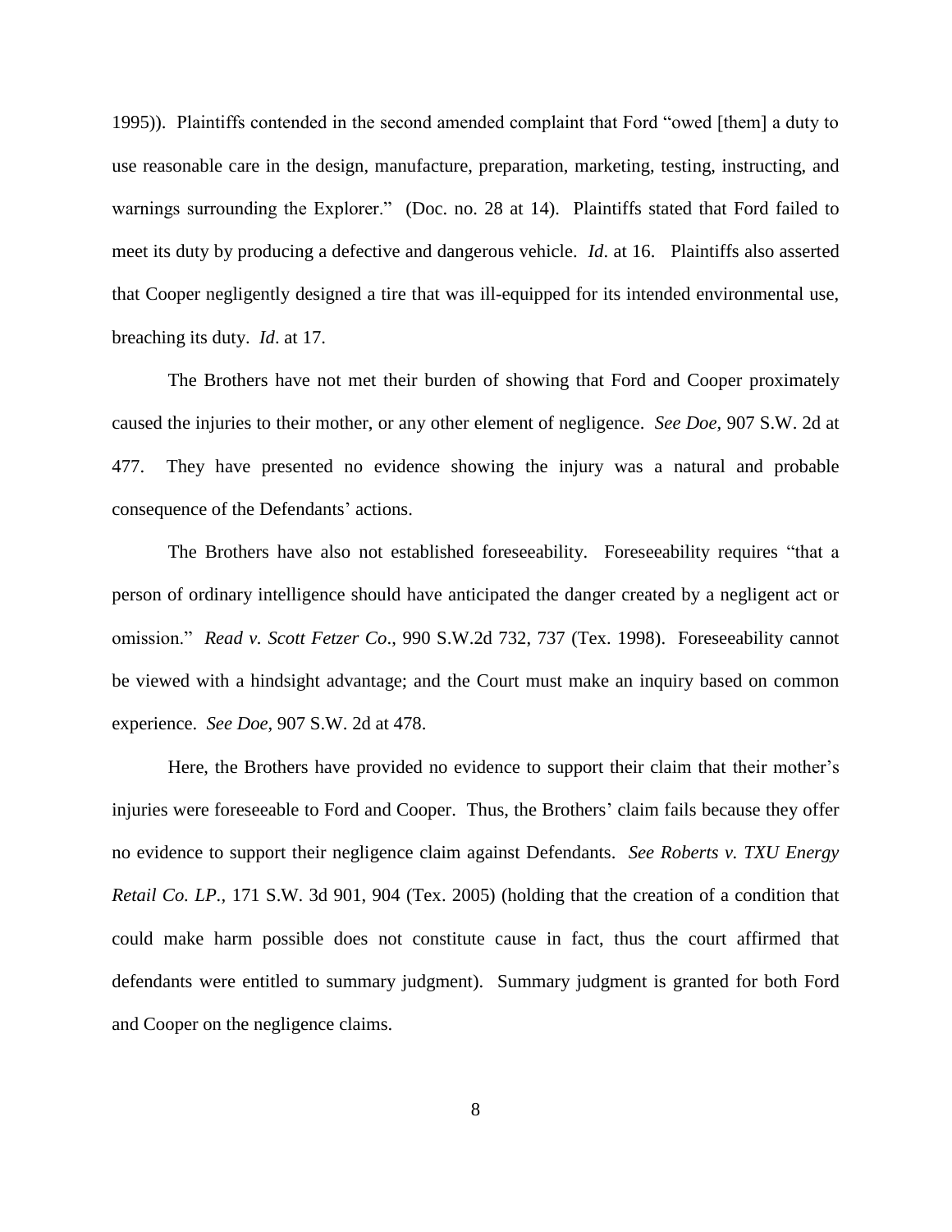1995)). Plaintiffs contended in the second amended complaint that Ford "owed [them] a duty to use reasonable care in the design, manufacture, preparation, marketing, testing, instructing, and warnings surrounding the Explorer." (Doc. no. 28 at 14). Plaintiffs stated that Ford failed to meet its duty by producing a defective and dangerous vehicle. *Id*. at 16. Plaintiffs also asserted that Cooper negligently designed a tire that was ill-equipped for its intended environmental use, breaching its duty. *Id*. at 17.

The Brothers have not met their burden of showing that Ford and Cooper proximately caused the injuries to their mother, or any other element of negligence. *See Doe,* 907 S.W. 2d at 477. They have presented no evidence showing the injury was a natural and probable consequence of the Defendants' actions.

The Brothers have also not established foreseeability. Foreseeability requires "that a person of ordinary intelligence should have anticipated the danger created by a negligent act or omission." *Read v. Scott Fetzer Co*., 990 S.W.2d 732, 737 (Tex. 1998). Foreseeability cannot be viewed with a hindsight advantage; and the Court must make an inquiry based on common experience. *See Doe,* 907 S.W. 2d at 478.

Here, the Brothers have provided no evidence to support their claim that their mother's injuries were foreseeable to Ford and Cooper. Thus, the Brothers' claim fails because they offer no evidence to support their negligence claim against Defendants. *See Roberts v. TXU Energy Retail Co. LP.,* 171 S.W. 3d 901, 904 (Tex. 2005) (holding that the creation of a condition that could make harm possible does not constitute cause in fact, thus the court affirmed that defendants were entitled to summary judgment). Summary judgment is granted for both Ford and Cooper on the negligence claims.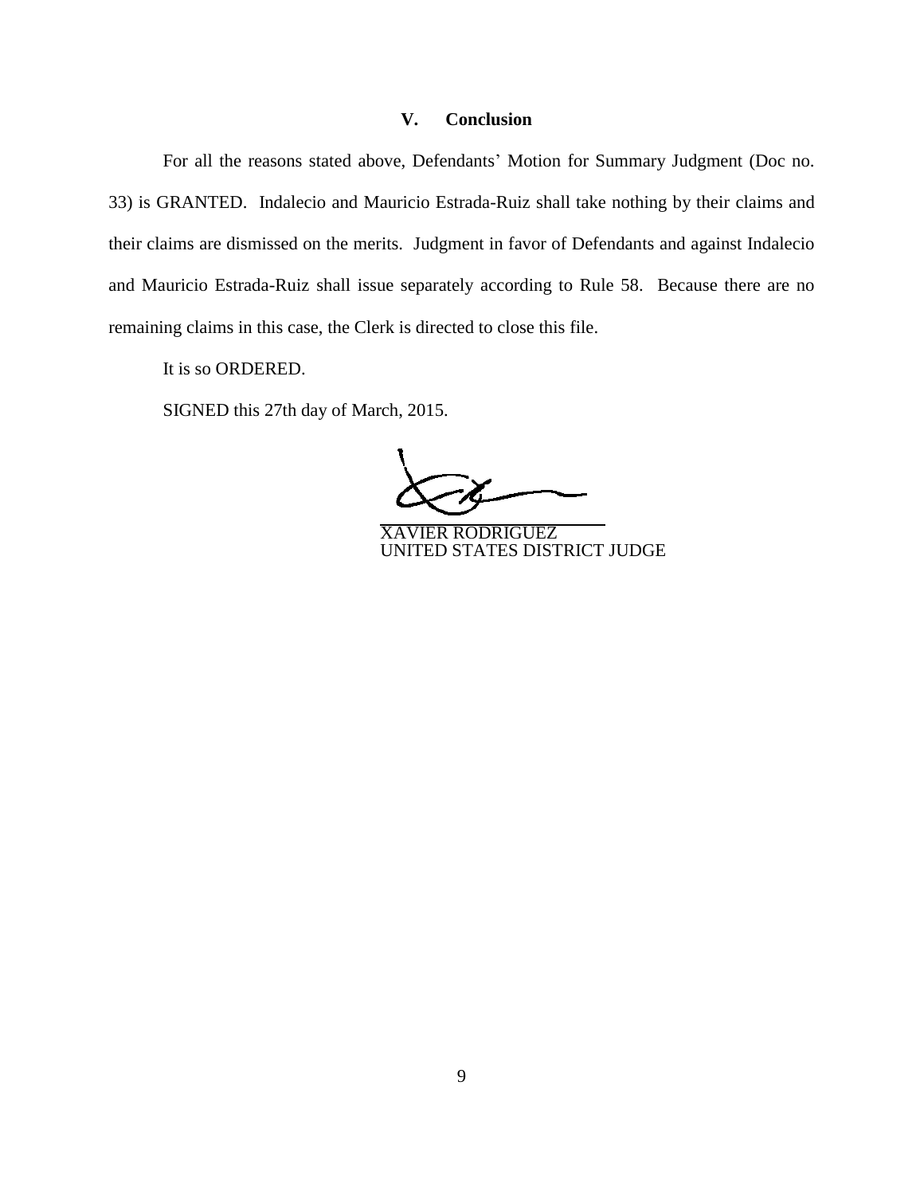## V. Conclusion

For all the reasons stated above, Defendants' Motion for Summary Judgment (Doc no. 33) is GRANTED. Indalecio and Mauricio Estrada-Ruiz shall take nothing by their claims and their claims are dismissed on the merits. Judgment in favor of Defendants and against Indalecio and Mauricio Estrada-Ruiz shall issue separately according to Rule 58. Because there are no remaining claims in this case, the Clerk is directed to close this file.

It is so ORDERED.

SIGNED this 27th day of March, 2015.

XAVIER RODRIGUEZ
UNITED STATES DISTRICT JUDGE